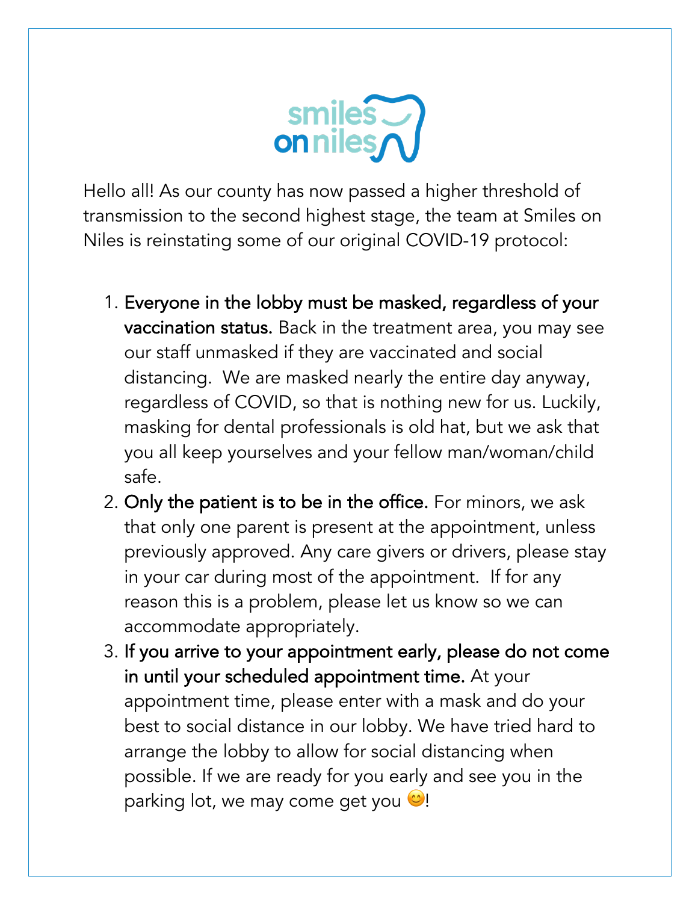smiles on niles

Hello all! As our county has now passed a higher threshold of transmission to the second highest stage, the team at Smiles on Niles is reinstating some of our original COVID-19 protocol:

1. **Everyone in the lobby must be masked, regardless of your vaccination status.** Back in the treatment area, you may see our staff unmasked if they are vaccinated and social distancing. We are masked nearly the entire day anyway, regardless of COVID, so that is nothing new for us. Luckily, masking for dental professionals is old hat, but we ask that you all keep yourselves and your fellow man/woman/child safe.
2. **Only the patient is to be in the office.** For minors, we ask that only one parent is present at the appointment, unless previously approved. Any care givers or drivers, please stay in your car during most of the appointment. If for any reason this is a problem, please let us know so we can accommodate appropriately.
3. **If you arrive to your appointment early, please do not come in until your scheduled appointment time.** At your appointment time, please enter with a mask and do your best to social distance in our lobby. We have tried hard to arrange the lobby to allow for social distancing when possible. If we are ready for you early and see you in the parking lot, we may come get you 😊!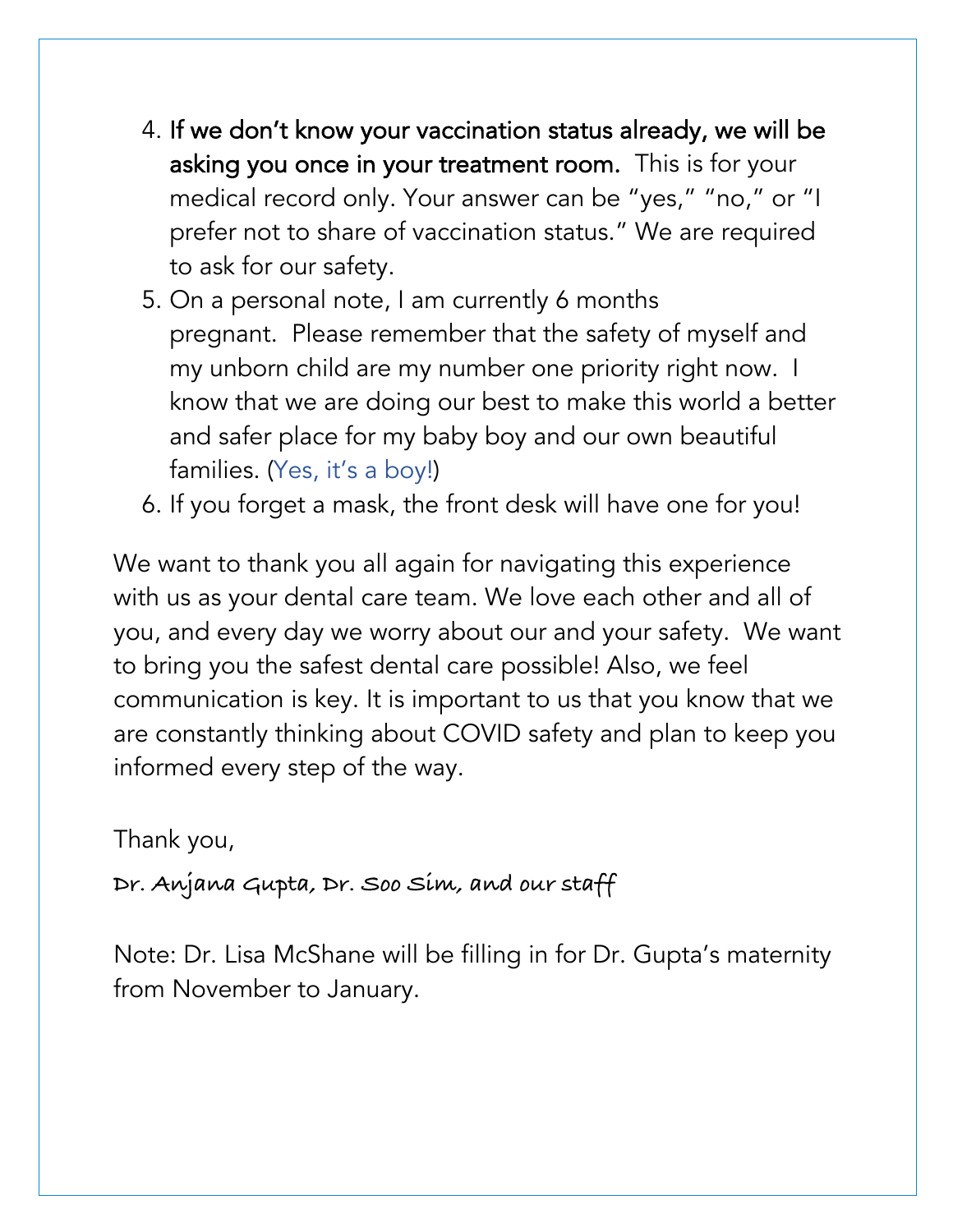4. **If we don't know your vaccination status already, we will be asking you once in your treatment room.** This is for your medical record only. Your answer can be "yes," "no," or "I prefer not to share of vaccination status." We are required to ask for our safety.
5. On a personal note, I am currently 6 months pregnant. Please remember that the safety of myself and my unborn child are my number one priority right now. I know that we are doing our best to make this world a better and safer place for my baby boy and our own beautiful families. (Yes, it's a boy!)
6. If you forget a mask, the front desk will have one for you!

We want to thank you all again for navigating this experience with us as your dental care team. We love each other and all of you, and every day we worry about our and your safety. We want to bring you the safest dental care possible! Also, we feel communication is key. It is important to us that you know that we are constantly thinking about COVID safety and plan to keep you informed every step of the way.

Thank you,

Dr. Anjana Gupta, Dr. Soo Sim, and our staff

Note: Dr. Lisa McShane will be filling in for Dr. Gupta's maternity from November to January.